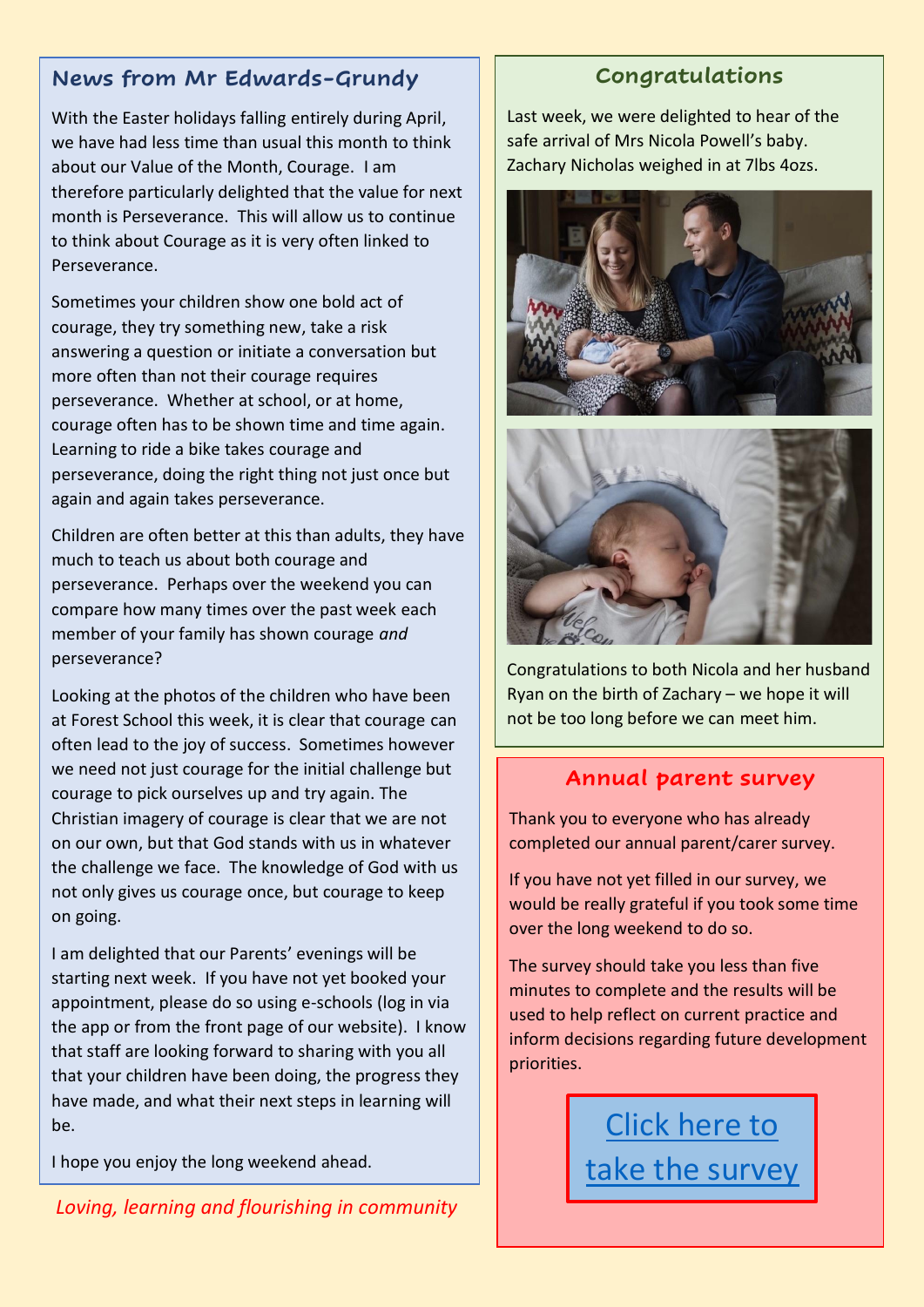## News from Mr Edwards-Grundy

With the Easter holidays falling entirely during April, we have had less time than usual this month to think about our Value of the Month, Courage. I am therefore particularly delighted that the value for next month is Perseverance. This will allow us to continue to think about Courage as it is very often linked to Perseverance.

Sometimes your children show one bold act of courage, they try something new, take a risk answering a question or initiate a conversation but more often than not their courage requires perseverance. Whether at school, or at home, courage often has to be shown time and time again. Learning to ride a bike takes courage and perseverance, doing the right thing not just once but again and again takes perseverance.

Children are often better at this than adults, they have much to teach us about both courage and perseverance. Perhaps over the weekend you can compare how many times over the past week each member of your family has shown courage *and* perseverance?

Looking at the photos of the children who have been at Forest School this week, it is clear that courage can often lead to the joy of success. Sometimes however we need not just courage for the initial challenge but courage to pick ourselves up and try again. The Christian imagery of courage is clear that we are not on our own, but that God stands with us in whatever the challenge we face. The knowledge of God with us not only gives us courage once, but courage to keep on going.

I am delighted that our Parents' evenings will be starting next week. If you have not yet booked your appointment, please do so using e-schools (log in via the app or from the front page of our website). I know that staff are looking forward to sharing with you all that your children have been doing, the progress they have made, and what their next steps in learning will be.

I hope you enjoy the long weekend ahead.

*Loving, learning and flourishing in community*

## Congratulations

Last week, we were delighted to hear of the safe arrival of Mrs Nicola Powell's baby. Zachary Nicholas weighed in at 7lbs 4ozs.

Congratulations to both Nicola and her husband Ryan on the birth of Zachary – we hope it will not be too long before we can meet him.

## Annual parent survey

Thank you to everyone who has already completed our annual parent/carer survey.

If you have not yet filled in our survey, we would be really grateful if you took some time over the long weekend to do so.

The survey should take you less than five minutes to complete and the results will be used to help reflect on current practice and inform decisions regarding future development priorities.

Click here to take the survey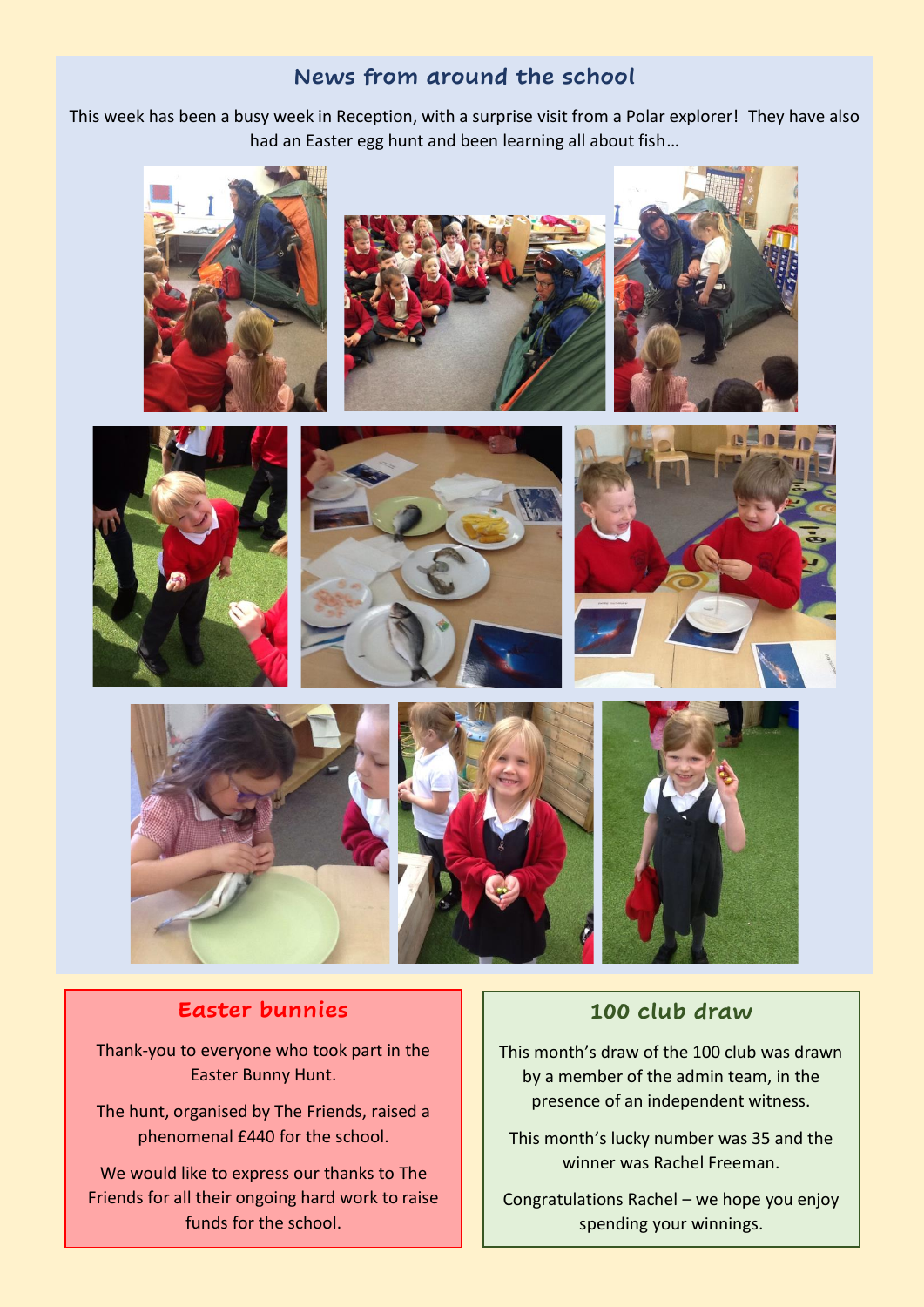## News from around the school

This week has been a busy week in Reception, with a surprise visit from a Polar explorer! They have also had an Easter egg hunt and been learning all about fish…

## Easter bunnies

Thank-you to everyone who took part in the Easter Bunny Hunt.

The hunt, organised by The Friends, raised a phenomenal £440 for the school.

We would like to express our thanks to The Friends for all their ongoing hard work to raise funds for the school.

## 100 club draw

This month's draw of the 100 club was drawn by a member of the admin team, in the presence of an independent witness.

This month's lucky number was 35 and the winner was Rachel Freeman.

Congratulations Rachel – we hope you enjoy spending your winnings.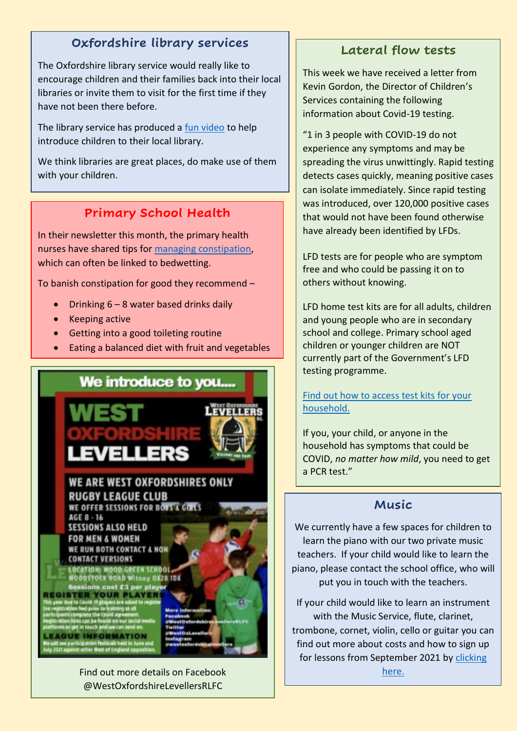## Oxfordshire library services

The Oxfordshire library service would really like to encourage children and their families back into their local libraries or invite them to visit for the first time if they have not been there before.

The library service has produced a fun video to help introduce children to their local library.

We think libraries are great places, do make use of them with your children.

## Primary School Health

In their newsletter this month, the primary health nurses have shared tips for managing constipation, which can often be linked to bedwetting.

To banish constipation for good they recommend –

- Drinking 6 – 8 water based drinks daily
- Keeping active
- Getting into a good toileting routine
- Eating a balanced diet with fruit and vegetables

We introduce to you....

WEST OXFORDSHIRE LEVELLERS

WE ARE WEST OXFORDSHIRES ONLY RUGBY LEAGUE CLUB
WE OFFER SESSIONS FOR BOYS & GIRLS AGE 8 - 16
SESSIONS ALSO HELD FOR MEN & WOMEN
WE RUN BOTH CONTACT & NON CONTACT VERSIONS
LOCATION: WOOD GREEN SCHOOL, WOODSTOCK ROAD Witney OX28 1DX
Sessions cost £3 per player

REGISTER YOUR PLAYERS
This year due to Covid-19 players are asked to register (no registration fee) prior to training so all participants complete the Covid agreement. Registration links can be found on our social media platforms or get in touch and we can send on.

LEAGUE INFORMATION
We will see participation festivals held in June and July 2021 against other West of England opposition.

More information:
Facebook @WestOxfordshireLevellersRLFC
Twitter @WestOxLevellers
Instagram @westoxfordshirelevellers

Find out more details on Facebook @WestOxfordshireLevellersRLFC

## Lateral flow tests

This week we have received a letter from Kevin Gordon, the Director of Children's Services containing the following information about Covid-19 testing.

"1 in 3 people with COVID-19 do not experience any symptoms and may be spreading the virus unwittingly. Rapid testing detects cases quickly, meaning positive cases can isolate immediately. Since rapid testing was introduced, over 120,000 positive cases that would not have been found otherwise have already been identified by LFDs.

LFD tests are for people who are symptom free and who could be passing it on to others without knowing.

LFD home test kits are for all adults, children and young people who are in secondary school and college. Primary school aged children or younger children are NOT currently part of the Government's LFD testing programme.

Find out how to access test kits for your household.

If you, your child, or anyone in the household has symptoms that could be COVID, *no matter how mild*, you need to get a PCR test."

## Music

We currently have a few spaces for children to learn the piano with our two private music teachers. If your child would like to learn the piano, please contact the school office, who will put you in touch with the teachers.

If your child would like to learn an instrument with the Music Service, flute, clarinet, trombone, cornet, violin, cello or guitar you can find out more about costs and how to sign up for lessons from September 2021 by clicking here.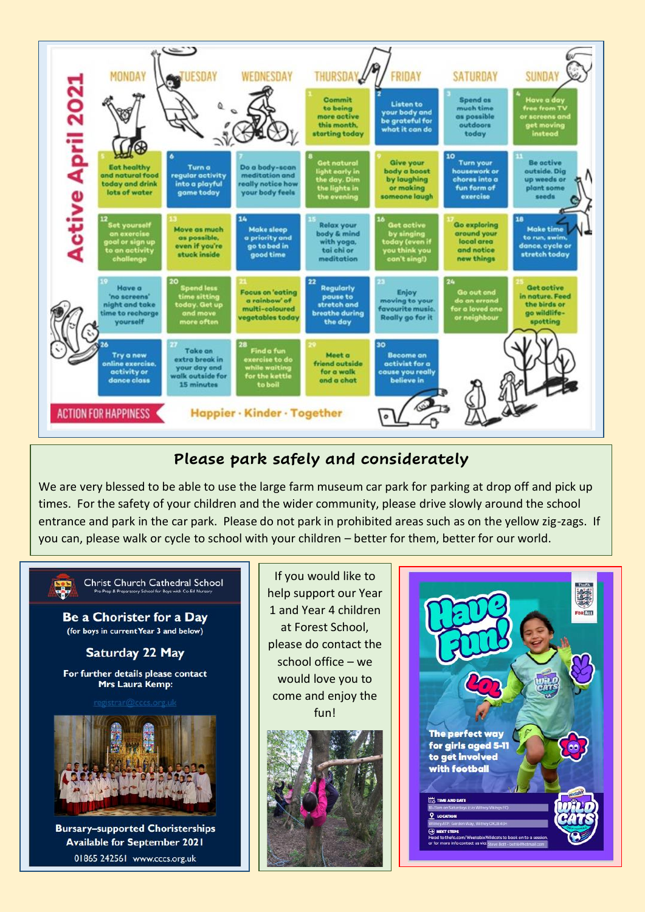# Active April 2021

| MONDAY | TUESDAY | WEDNESDAY | THURSDAY | FRIDAY | SATURDAY | SUNDAY |
|---|---|---|---|---|---|---|
| | | | 1 Commit to being more active this month, starting today | 2 Listen to your body and be grateful for what it can do | 3 Spend as much time as possible outdoors today | 4 Have a day free from TV or screens and get moving instead |
| 5 Eat healthy and natural food today and drink lots of water | 6 Turn a regular activity into a playful game today | 7 Do a body-scan meditation and really notice how your body feels | 8 Get natural light early in the day. Dim the lights in the evening | 9 Give your body a boost by laughing or making someone laugh | 10 Turn your housework or chores into a fun form of exercise | 11 Be active outside. Dig up weeds or plant some seeds |
| 12 Set yourself an exercise goal or sign up to an activity challenge | 13 Move as much as possible, even if you're stuck inside | 14 Make sleep a priority and go to bed in good time | 15 Relax your body & mind with yoga, tai chi or meditation | 16 Get active by singing today (even if you think you can't sing!) | 17 Go exploring around your local area and notice new things | 18 Make time to run, swim, dance, cycle or stretch today |
| 19 Have a 'no screens' night and take time to recharge yourself | 20 Spend less time sitting today. Get up and move more often | 21 Focus on 'eating a rainbow' of multi-coloured vegetables today | 22 Regularly pause to stretch and breathe during the day | 23 Enjoy moving to your favourite music. Really go for it | 24 Go out and do an errand for a loved one or neighbour | 25 Get active in nature. Feed the birds or go wildlife-spotting |
| 26 Try a new online exercise, activity or dance class | 27 Take an extra break in your day and walk outside for 15 minutes | 28 Find a fun exercise to do while waiting for the kettle to boil | 29 Meet a friend outside for a walk and a chat | 30 Become an activist for a cause you really believe in | | |

ACTION FOR HAPPINESS

Happier · Kinder · Together

## Please park safely and considerately

We are very blessed to be able to use the large farm museum car park for parking at drop off and pick up times. For the safety of your children and the wider community, please drive slowly around the school entrance and park in the car park. Please do not park in prohibited areas such as on the yellow zig-zags. If you can, please walk or cycle to school with your children – better for them, better for our world.

**Christ Church Cathedral School**
Pre-Prep & Preparatory School for Boys with Co-Ed Nursery

**Be a Chorister for a Day**
(for boys in current Year 3 and below)

**Saturday 22 May**

For further details please contact Mrs Laura Kemp:
registrar@cccs.org.uk

**Bursary-supported Choristerships Available for September 2021**

01865 242561 www.cccs.org.uk

If you would like to help support our Year 1 and Year 4 children at Forest School, please do contact the school office – we would love you to come and enjoy the fun!

**Have Fun!** LOL

The perfect way for girls aged 5-11 to get involved with football

TIME AND DATE: 10.15am on Saturdays (via Witney Vikings FC)

LOCATION: Witney ATP, Garden Way, Witney OX28 4EH

NEXT STEPS: Head to thefa.com/WeetabixWildcats to book on to a session, or for more info contact us via Steve Bell - bell6@hotmail.com